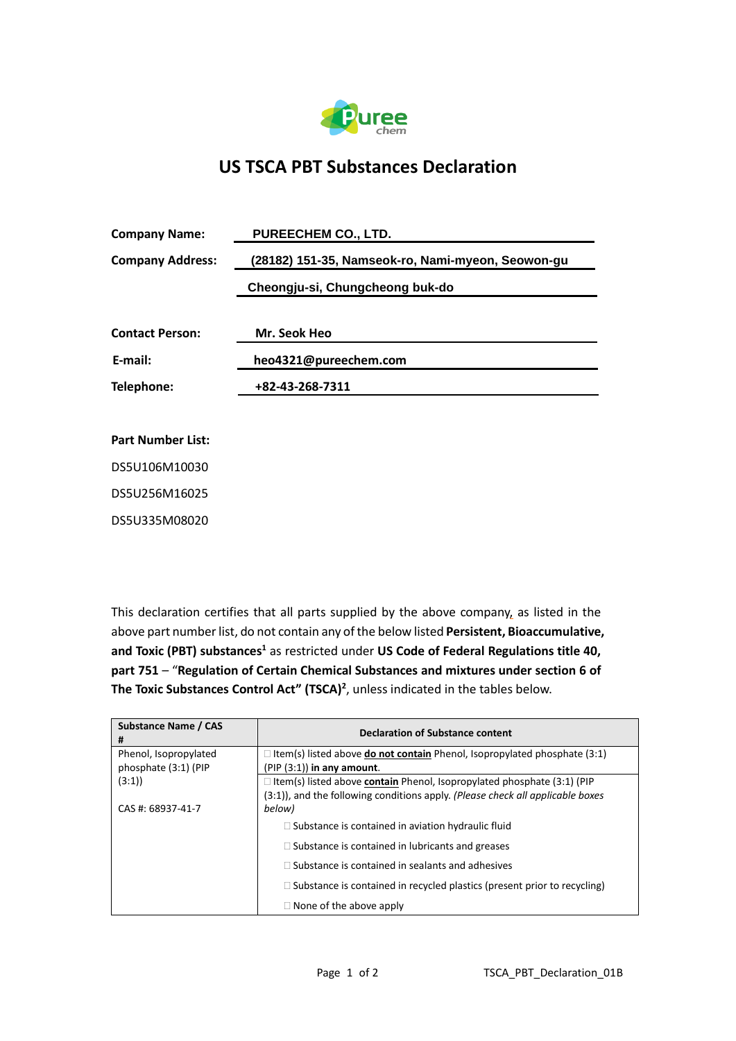# US TSCA PBT Substances Declaration

**Company Name:** PUREECHEM CO., LTD.

**Company Address:** (28182) 151-35, Namseok-ro, Nami-myeon, Seowon-gu
Cheongju-si, Chungcheong buk-do

**Contact Person:** Mr. Seok Heo

**E-mail:** heo4321@pureechem.com

**Telephone:** +82-43-268-7311

**Part Number List:**

DS5U106M10030

DS5U256M16025

DS5U335M08020

This declaration certifies that all parts supplied by the above company, as listed in the above part number list, do not contain any of the below listed **Persistent, Bioaccumulative, and Toxic (PBT) substances**[1] as restricted under **US Code of Federal Regulations title 40, part 751** – "**Regulation of Certain Chemical Substances and mixtures under section 6 of The Toxic Substances Control Act" (TSCA)**[2], unless indicated in the tables below.

| Substance Name / CAS # | Declaration of Substance content |
|---|---|
| Phenol, Isopropylated phosphate (3:1) (PIP (3:1)) | ☐ Item(s) listed above **do not contain** Phenol, Isopropylated phosphate (3:1) (PIP (3:1)) **in any amount**. |
| CAS #: 68937-41-7 | ☐ Item(s) listed above **contain** Phenol, Isopropylated phosphate (3:1) (PIP (3:1)), and the following conditions apply. *(Please check all applicable boxes below)*<br>☐ Substance is contained in aviation hydraulic fluid<br>☐ Substance is contained in lubricants and greases<br>☐ Substance is contained in sealants and adhesives<br>☐ Substance is contained in recycled plastics (present prior to recycling)<br>☐ None of the above apply |

TSCA_PBT_Declaration_01B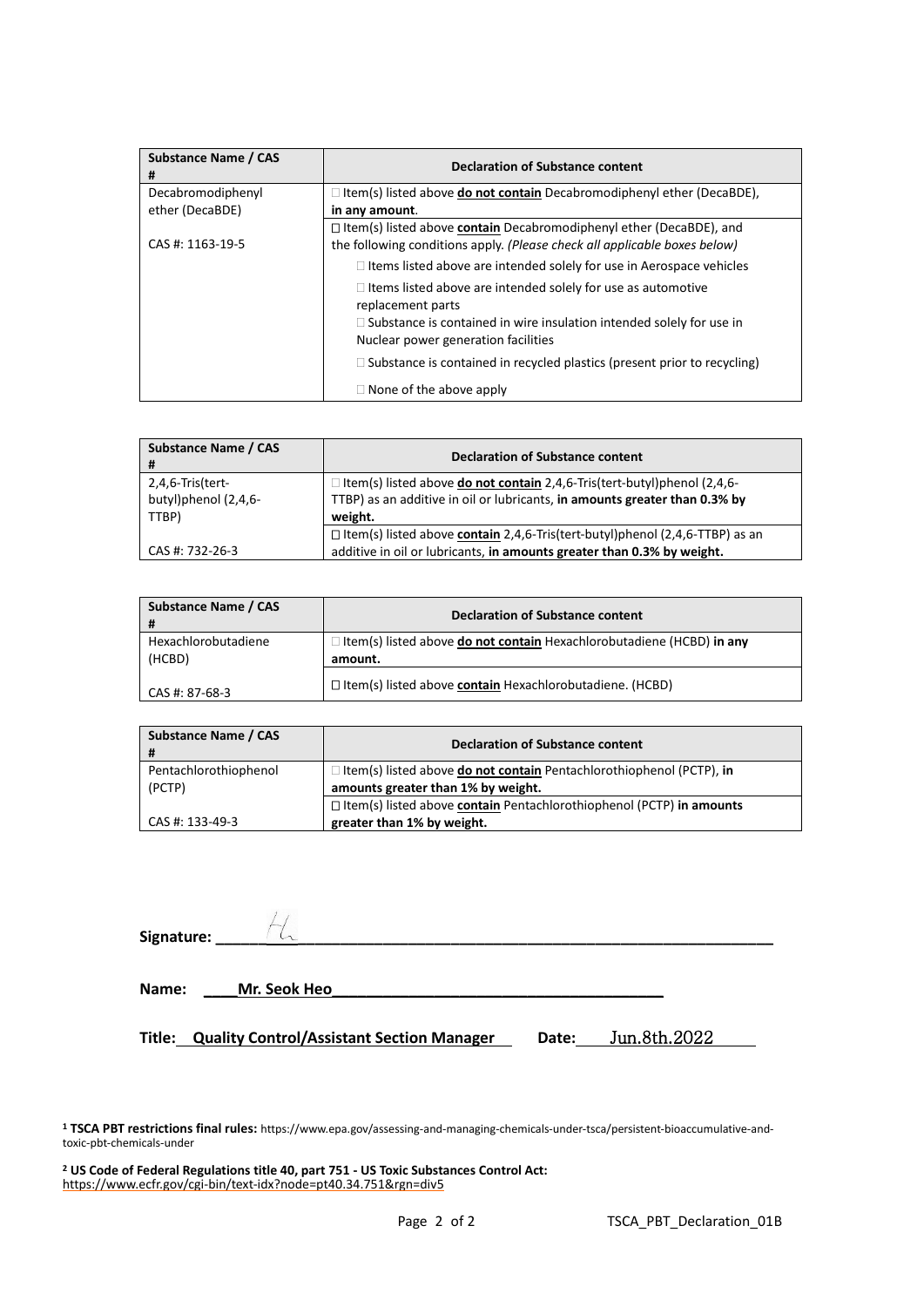| Substance Name / CAS # | Declaration of Substance content |
|---|---|
| Decabromodiphenyl ether (DecaBDE) | □ Item(s) listed above **do not contain** Decabromodiphenyl ether (DecaBDE), **in any amount**. |
| CAS #: 1163-19-5 | □ Item(s) listed above **contain** Decabromodiphenyl ether (DecaBDE), and the following conditions apply. *(Please check all applicable boxes below)*<br>□ Items listed above are intended solely for use in Aerospace vehicles<br>□ Items listed above are intended solely for use as automotive replacement parts<br>□ Substance is contained in wire insulation intended solely for use in Nuclear power generation facilities<br>□ Substance is contained in recycled plastics (present prior to recycling)<br>□ None of the above apply |

| Substance Name / CAS # | Declaration of Substance content |
|---|---|
| 2,4,6-Tris(tert-butyl)phenol (2,4,6-TTBP) | □ Item(s) listed above **do not contain** 2,4,6-Tris(tert-butyl)phenol (2,4,6-TTBP) as an additive in oil or lubricants, **in amounts greater than 0.3% by weight.** |
| CAS #: 732-26-3 | □ Item(s) listed above **contain** 2,4,6-Tris(tert-butyl)phenol (2,4,6-TTBP) as an additive in oil or lubricants, **in amounts greater than 0.3% by weight.** |

| Substance Name / CAS # | Declaration of Substance content |
|---|---|
| Hexachlorobutadiene (HCBD) | □ Item(s) listed above **do not contain** Hexachlorobutadiene (HCBD) **in any amount.** |
| CAS #: 87-68-3 | □ Item(s) listed above **contain** Hexachlorobutadiene. (HCBD) |

| Substance Name / CAS # | Declaration of Substance content |
|---|---|
| Pentachlorothiophenol (PCTP) | □ Item(s) listed above **do not contain** Pentachlorothiophenol (PCTP), **in amounts greater than 1% by weight.** |
| CAS #: 133-49-3 | □ Item(s) listed above **contain** Pentachlorothiophenol (PCTP) **in amounts greater than 1% by weight.** |

**Signature:** ____________________

**Name:** **Mr. Seok Heo**

**Title:** **Quality Control/Assistant Section Manager** **Date:** Jun.8th.2022

[1] **TSCA PBT restrictions final rules:** https://www.epa.gov/assessing-and-managing-chemicals-under-tsca/persistent-bioaccumulative-and-toxic-pbt-chemicals-under

[2] **US Code of Federal Regulations title 40, part 751 - US Toxic Substances Control Act:** https://www.ecfr.gov/cgi-bin/text-idx?node=pt40.34.751&rgn=div5

TSCA_PBT_Declaration_01B